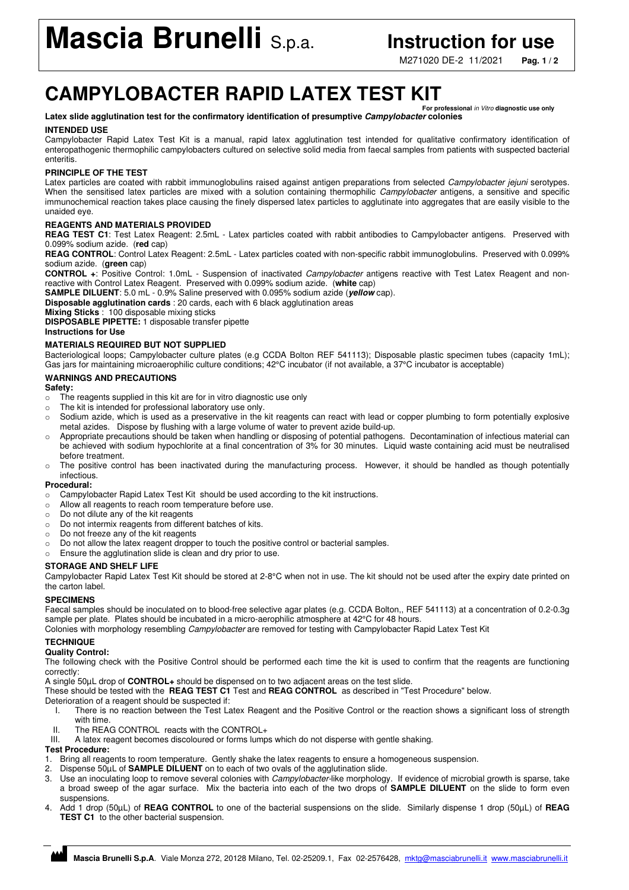# Mascia Brunelli S.p.a.    Instruction for use

M271020 DE-2 11/2021

# CAMPYLOBACTER RAPID LATEX TEST KIT

**For professional *in Vitro* diagnostic use only**

**Latex slide agglutination test for the confirmatory identification of presumptive *Campylobacter* colonies**

## INTENDED USE

Campylobacter Rapid Latex Test Kit is a manual, rapid latex agglutination test intended for qualitative confirmatory identification of enteropathogenic thermophilic campylobacters cultured on selective solid media from faecal samples from patients with suspected bacterial enteritis.

## PRINCIPLE OF THE TEST

Latex particles are coated with rabbit immunoglobulins raised against antigen preparations from selected *Campylobacter jejuni* serotypes. When the sensitised latex particles are mixed with a solution containing thermophilic *Campylobacter* antigens, a sensitive and specific immunochemical reaction takes place causing the finely dispersed latex particles to agglutinate into aggregates that are easily visible to the unaided eye.

## REAGENTS AND MATERIALS PROVIDED

**REAG TEST C1**: Test Latex Reagent: 2.5mL - Latex particles coated with rabbit antibodies to Campylobacter antigens. Preserved with 0.099% sodium azide. (**red** cap)

**REAG CONTROL**: Control Latex Reagent: 2.5mL - Latex particles coated with non-specific rabbit immunoglobulins. Preserved with 0.099% sodium azide. (**green** cap)

**CONTROL +**: Positive Control: 1.0mL - Suspension of inactivated *Campylobacter* antigens reactive with Test Latex Reagent and non-reactive with Control Latex Reagent. Preserved with 0.099% sodium azide. (**white** cap)

**SAMPLE DILUENT**: 5.0 mL - 0.9% Saline preserved with 0.095% sodium azide (***yellow*** cap).

**Disposable agglutination cards** : 20 cards, each with 6 black agglutination areas

**Mixing Sticks** : 100 disposable mixing sticks

**DISPOSABLE PIPETTE:** 1 disposable transfer pipette

**Instructions for Use**

## MATERIALS REQUIRED BUT NOT SUPPLIED

Bacteriological loops; Campylobacter culture plates (e.g CCDA Bolton REF 541113); Disposable plastic specimen tubes (capacity 1mL); Gas jars for maintaining microaerophilic culture conditions; 42°C incubator (if not available, a 37°C incubator is acceptable)

## WARNINGS AND PRECAUTIONS

**Safety:**

- The reagents supplied in this kit are for in vitro diagnostic use only
- The kit is intended for professional laboratory use only.
- Sodium azide, which is used as a preservative in the kit reagents can react with lead or copper plumbing to form potentially explosive metal azides. Dispose by flushing with a large volume of water to prevent azide build-up.
- Appropriate precautions should be taken when handling or disposing of potential pathogens. Decontamination of infectious material can be achieved with sodium hypochlorite at a final concentration of 3% for 30 minutes. Liquid waste containing acid must be neutralised before treatment.
- The positive control has been inactivated during the manufacturing process. However, it should be handled as though potentially infectious.

**Procedural:**

- Campylobacter Rapid Latex Test Kit should be used according to the kit instructions.
- Allow all reagents to reach room temperature before use.
- Do not dilute any of the kit reagents
- Do not intermix reagents from different batches of kits.
- Do not freeze any of the kit reagents
- Do not allow the latex reagent dropper to touch the positive control or bacterial samples.
- Ensure the agglutination slide is clean and dry prior to use.

## STORAGE AND SHELF LIFE

Campylobacter Rapid Latex Test Kit should be stored at 2-8°C when not in use. The kit should not be used after the expiry date printed on the carton label.

## SPECIMENS

Faecal samples should be inoculated on to blood-free selective agar plates (e.g. CCDA Bolton,, REF 541113) at a concentration of 0.2-0.3g sample per plate. Plates should be incubated in a micro-aerophilic atmosphere at 42°C for 48 hours.

Colonies with morphology resembling *Campylobacter* are removed for testing with Campylobacter Rapid Latex Test Kit

## TECHNIQUE

**Quality Control:**

The following check with the Positive Control should be performed each time the kit is used to confirm that the reagents are functioning correctly:

A single 50µL drop of **CONTROL+** should be dispensed on to two adjacent areas on the test slide.

These should be tested with the **REAG TEST C1** Test and **REAG CONTROL** as described in "Test Procedure" below.

Deterioration of a reagent should be suspected if:

I. There is no reaction between the Test Latex Reagent and the Positive Control or the reaction shows a significant loss of strength with time.
II. The REAG CONTROL reacts with the CONTROL+
III. A latex reagent becomes discoloured or forms lumps which do not disperse with gentle shaking.

**Test Procedure:**

1. Bring all reagents to room temperature. Gently shake the latex reagents to ensure a homogeneous suspension.
2. Dispense 50µL of **SAMPLE DILUENT** on to each of two ovals of the agglutination slide.
3. Use an inoculating loop to remove several colonies with *Campylobacter*-like morphology. If evidence of microbial growth is sparse, take a broad sweep of the agar surface. Mix the bacteria into each of the two drops of **SAMPLE DILUENT** on the slide to form even suspensions.
4. Add 1 drop (50µL) of **REAG CONTROL** to one of the bacterial suspensions on the slide. Similarly dispense 1 drop (50µL) of **REAG TEST C1** to the other bacterial suspension.

**Mascia Brunelli S.p.A**. Viale Monza 272, 20128 Milano, Tel. 02-25209.1, Fax 02-2576428, mktg@masciabrunelli.it www.masciabrunelli.it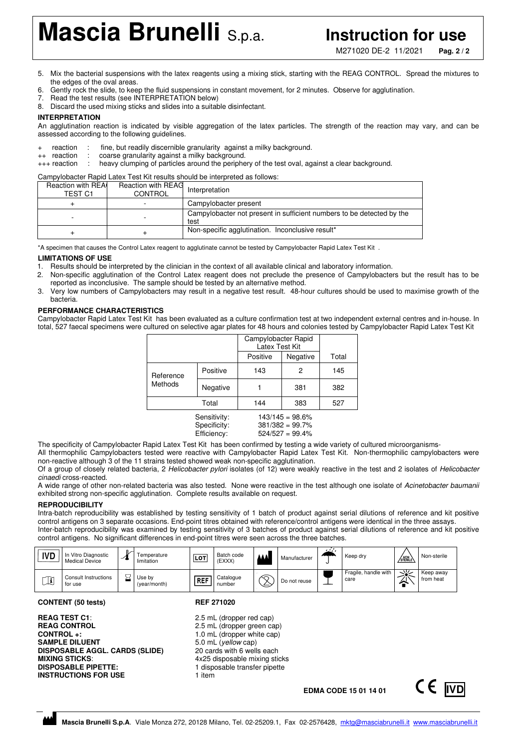5. Mix the bacterial suspensions with the latex reagents using a mixing stick, starting with the REAG CONTROL. Spread the mixtures to the edges of the oval areas.
6. Gently rock the slide, to keep the fluid suspensions in constant movement, for 2 minutes. Observe for agglutination.
7. Read the test results (see INTERPRETATION below)
8. Discard the used mixing sticks and slides into a suitable disinfectant.

**INTERPRETATION**

An agglutination reaction is indicated by visible aggregation of the latex particles. The strength of the reaction may vary, and can be assessed according to the following guidelines.

- \+ reaction : fine, but readily discernible granularity against a milky background.
- ++ reaction : coarse granularity against a milky background.
- +++ reaction : heavy clumping of particles around the periphery of the test oval, against a clear background.

Campylobacter Rapid Latex Test Kit results should be interpreted as follows:

| Reaction with REAG TEST C1 | Reaction with REAG CONTROL | Interpretation |
|---|---|---|
| + | - | Campylobacter present |
| - | - | Campylobacter not present in sufficient numbers to be detected by the test |
| + | + | Non-specific agglutination. Inconclusive result* |

*A specimen that causes the Control Latex reagent to agglutinate cannot be tested by Campylobacter Rapid Latex Test Kit .

**LIMITATIONS OF USE**

1. Results should be interpreted by the clinician in the context of all available clinical and laboratory information.
2. Non-specific agglutination of the Control Latex reagent does not preclude the presence of Campylobacters but the result has to be reported as inconclusive. The sample should be tested by an alternative method.
3. Very low numbers of Campylobacters may result in a negative test result. 48-hour cultures should be used to maximise growth of the bacteria.

**PERFORMANCE CHARACTERISTICS**

Campylobacter Rapid Latex Test Kit has been evaluated as a culture confirmation test at two independent external centres and in-house. In total, 527 faecal specimens were cultured on selective agar plates for 48 hours and colonies tested by Campylobacter Rapid Latex Test Kit

| | | Campylobacter Rapid Latex Test Kit | | |
|---|---|---|---|---|
| | | Positive | Negative | Total |
| Reference Methods | Positive | 143 | 2 | 145 |
| | Negative | 1 | 381 | 382 |
| Total | | 144 | 383 | 527 |

Sensitivity: 143/145 = 98.6%
Specificity: 381/382 = 99.7%
Efficiency: 524/527 = 99.4%

The specificity of Campylobacter Rapid Latex Test Kit has been confirmed by testing a wide variety of cultured microorganisms-

All thermophilic Campylobacters tested were reactive with Campylobacter Rapid Latex Test Kit. Non-thermophilic campylobacters were non-reactive although 3 of the 11 strains tested showed weak non-specific agglutination.

Of a group of closely related bacteria, 2 *Helicobacter pylori* isolates (of 12) were weakly reactive in the test and 2 isolates of *Helicobacter cinaedi* cross-reacted.

A wide range of other non-related bacteria was also tested. None were reactive in the test although one isolate of *Acinetobacter baumanii* exhibited strong non-specific agglutination. Complete results available on request.

**REPRODUCIBILITY**

Intra-batch reproducibility was established by testing sensitivity of 1 batch of product against serial dilutions of reference and kit positive control antigens on 3 separate occasions. End-point titres obtained with reference/control antigens were identical in the three assays.
Inter-batch reproducibility was examined by testing sensitivity of 3 batches of product against serial dilutions of reference and kit positive control antigens. No significant differences in end-point titres were seen across the three batches.

| | | | | | | | | | | | |
|---|---|---|---|---|---|---|---|---|---|---|---|
| IVD | In Vitro Diagnostic Medical Device | | Temperature limitation | LOT | Batch code (EXXX) | | Manufacturer | | Keep dry | NON STERILE | Non-sterile |
| | Consult Instructions for use | | Use by (year/month) | REF | Catalogue number | | Do not reuse | | Fragile, handle with care | | Keep away from heat |

**CONTENT (50 tests)**

**REF 271020**

| | |
|---|---|
| **REAG TEST C1**: | 2.5 mL (dropper red cap) |
| **REAG CONTROL** | 2.5 mL (dropper green cap) |
| **CONTROL +:** | 1.0 mL (dropper white cap) |
| **SAMPLE DILUENT** | 5.0 mL (*yellow* cap) |
| **DISPOSABLE AGGL. CARDS (SLIDE)** | 20 cards with 6 wells each |
| **MIXING STICKS**: | 4x25 disposable mixing sticks |
| **DISPOSABLE PIPETTE:** | 1 disposable transfer pipette |
| **INSTRUCTIONS FOR USE** | 1 item |

**EDMA CODE 15 01 14 01**

CE IVD

**Mascia Brunelli S.p.A**. Viale Monza 272, 20128 Milano, Tel. 02-25209.1, Fax 02-2576428, mktg@masciabrunelli.it www.masciabrunelli.it